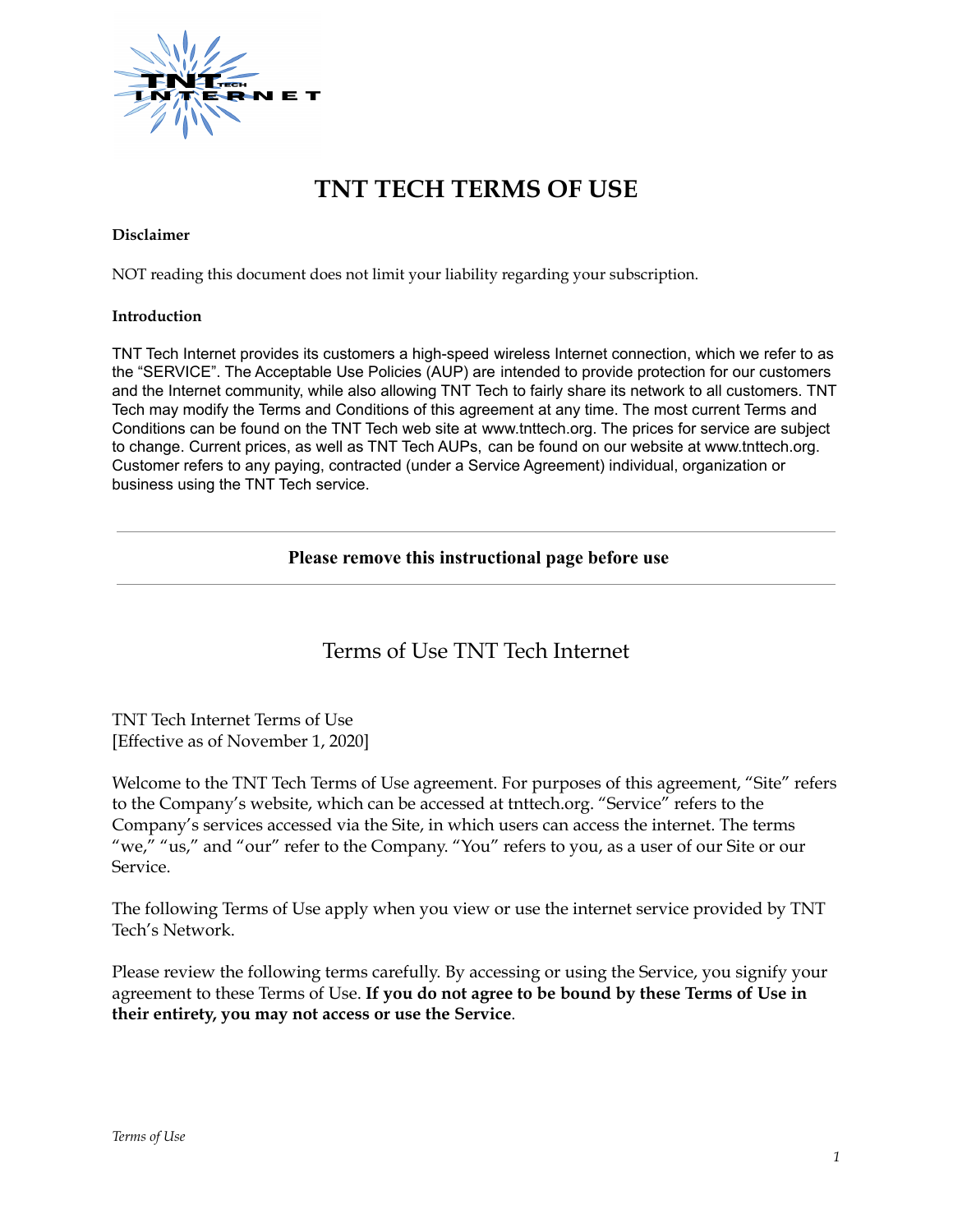# TNT TECH TERMS OF USE

**Disclaimer**

NOT reading this document does not limit your liability regarding your subscription.

**Introduction**

TNT Tech Internet provides its customers a high-speed wireless Internet connection, which we refer to as the "SERVICE". The Acceptable Use Policies (AUP) are intended to provide protection for our customers and the Internet community, while also allowing TNT Tech to fairly share its network to all customers. TNT Tech may modify the Terms and Conditions of this agreement at any time. The most current Terms and Conditions can be found on the TNT Tech web site at www.tnttech.org. The prices for service are subject to change. Current prices, as well as TNT Tech AUPs, can be found on our website at www.tnttech.org. Customer refers to any paying, contracted (under a Service Agreement) individual, organization or business using the TNT Tech service.

---

**Please remove this instructional page before use**

---

## Terms of Use TNT Tech Internet

TNT Tech Internet Terms of Use
[Effective as of November 1, 2020]

Welcome to the TNT Tech Terms of Use agreement. For purposes of this agreement, "Site" refers to the Company's website, which can be accessed at tnttech.org. "Service" refers to the Company's services accessed via the Site, in which users can access the internet. The terms "we," "us," and "our" refer to the Company. "You" refers to you, as a user of our Site or our Service.

The following Terms of Use apply when you view or use the internet service provided by TNT Tech's Network.

Please review the following terms carefully. By accessing or using the Service, you signify your agreement to these Terms of Use. **If you do not agree to be bound by these Terms of Use in their entirety, you may not access or use the Service**.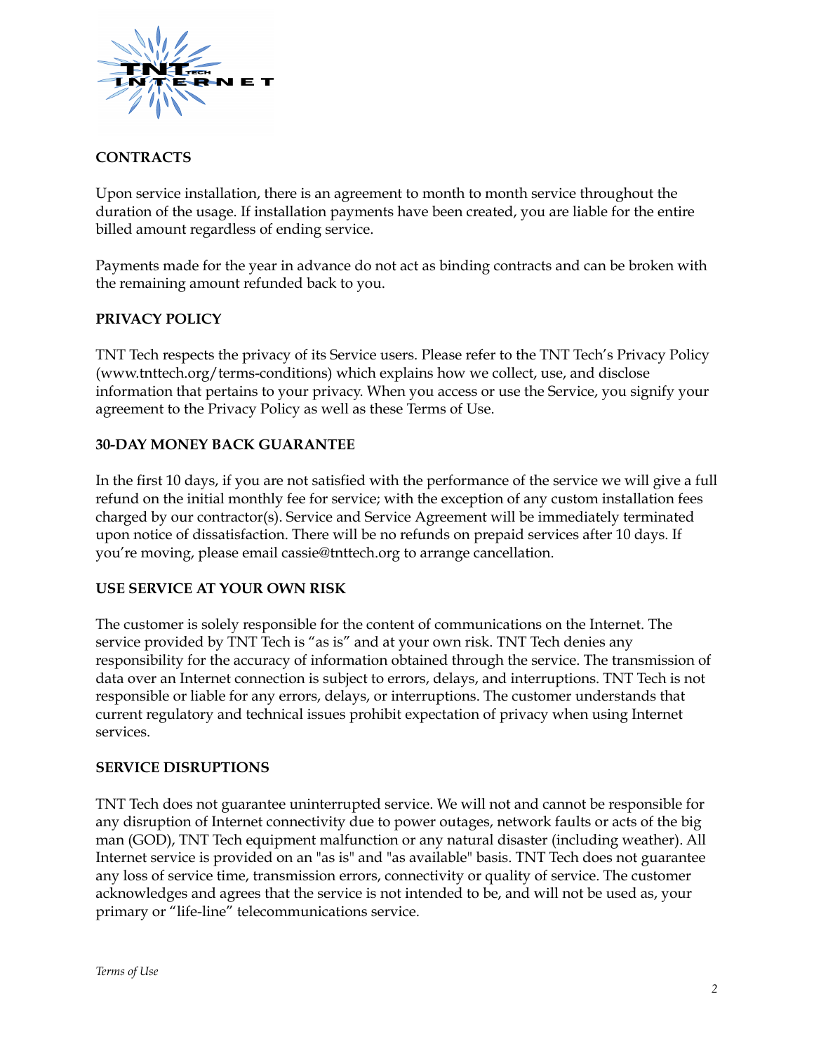## CONTRACTS

Upon service installation, there is an agreement to month to month service throughout the duration of the usage. If installation payments have been created, you are liable for the entire billed amount regardless of ending service.

Payments made for the year in advance do not act as binding contracts and can be broken with the remaining amount refunded back to you.

## PRIVACY POLICY

TNT Tech respects the privacy of its Service users. Please refer to the TNT Tech's Privacy Policy (www.tnttech.org/terms-conditions) which explains how we collect, use, and disclose information that pertains to your privacy. When you access or use the Service, you signify your agreement to the Privacy Policy as well as these Terms of Use.

## 30-DAY MONEY BACK GUARANTEE

In the first 10 days, if you are not satisfied with the performance of the service we will give a full refund on the initial monthly fee for service; with the exception of any custom installation fees charged by our contractor(s). Service and Service Agreement will be immediately terminated upon notice of dissatisfaction. There will be no refunds on prepaid services after 10 days. If you're moving, please email cassie@tnttech.org to arrange cancellation.

## USE SERVICE AT YOUR OWN RISK

The customer is solely responsible for the content of communications on the Internet. The service provided by TNT Tech is "as is" and at your own risk. TNT Tech denies any responsibility for the accuracy of information obtained through the service. The transmission of data over an Internet connection is subject to errors, delays, and interruptions. TNT Tech is not responsible or liable for any errors, delays, or interruptions. The customer understands that current regulatory and technical issues prohibit expectation of privacy when using Internet services.

## SERVICE DISRUPTIONS

TNT Tech does not guarantee uninterrupted service. We will not and cannot be responsible for any disruption of Internet connectivity due to power outages, network faults or acts of the big man (GOD), TNT Tech equipment malfunction or any natural disaster (including weather). All Internet service is provided on an "as is" and "as available" basis. TNT Tech does not guarantee any loss of service time, transmission errors, connectivity or quality of service. The customer acknowledges and agrees that the service is not intended to be, and will not be used as, your primary or "life-line" telecommunications service.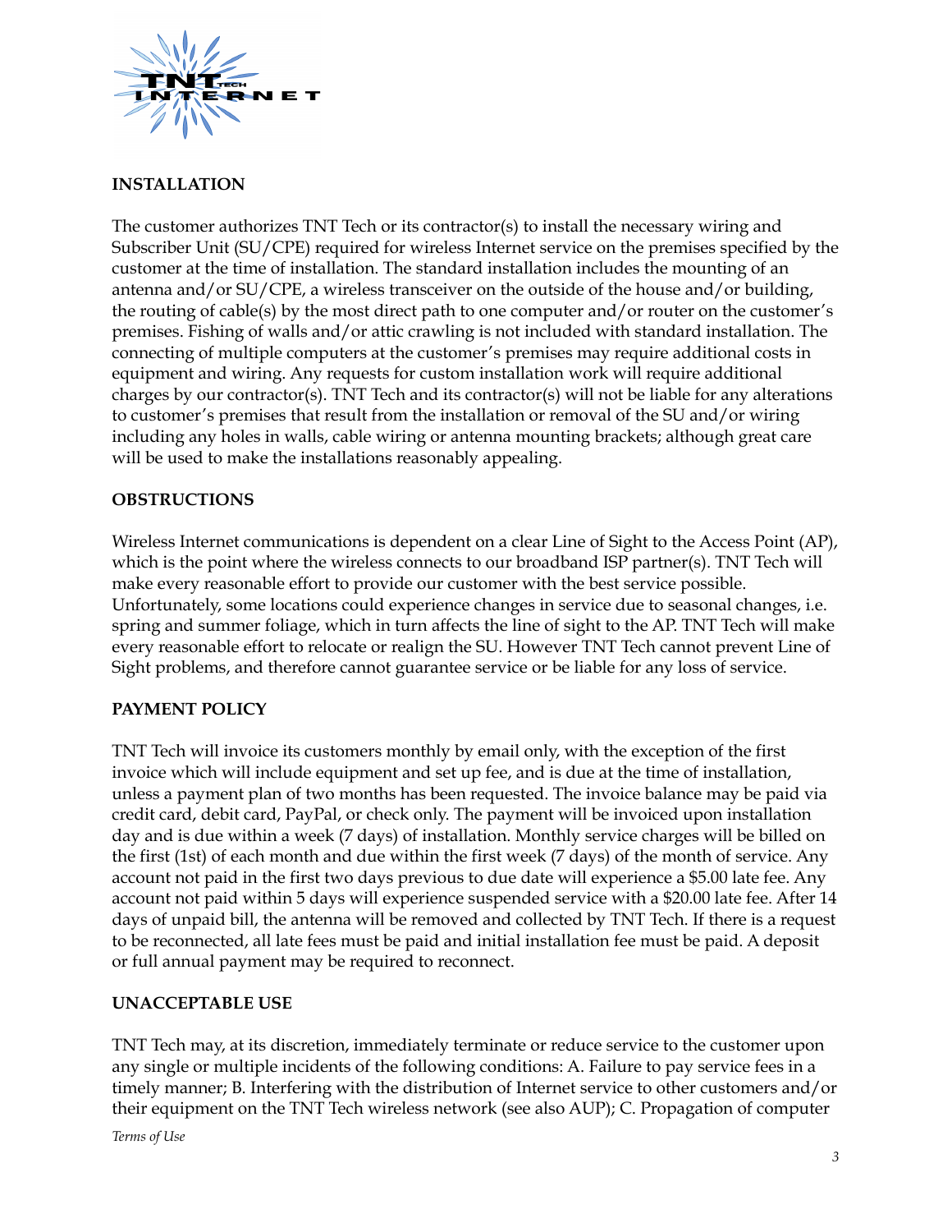## INSTALLATION

The customer authorizes TNT Tech or its contractor(s) to install the necessary wiring and Subscriber Unit (SU/CPE) required for wireless Internet service on the premises specified by the customer at the time of installation. The standard installation includes the mounting of an antenna and/or SU/CPE, a wireless transceiver on the outside of the house and/or building, the routing of cable(s) by the most direct path to one computer and/or router on the customer's premises. Fishing of walls and/or attic crawling is not included with standard installation. The connecting of multiple computers at the customer's premises may require additional costs in equipment and wiring. Any requests for custom installation work will require additional charges by our contractor(s). TNT Tech and its contractor(s) will not be liable for any alterations to customer's premises that result from the installation or removal of the SU and/or wiring including any holes in walls, cable wiring or antenna mounting brackets; although great care will be used to make the installations reasonably appealing.

## OBSTRUCTIONS

Wireless Internet communications is dependent on a clear Line of Sight to the Access Point (AP), which is the point where the wireless connects to our broadband ISP partner(s). TNT Tech will make every reasonable effort to provide our customer with the best service possible. Unfortunately, some locations could experience changes in service due to seasonal changes, i.e. spring and summer foliage, which in turn affects the line of sight to the AP. TNT Tech will make every reasonable effort to relocate or realign the SU. However TNT Tech cannot prevent Line of Sight problems, and therefore cannot guarantee service or be liable for any loss of service.

## PAYMENT POLICY

TNT Tech will invoice its customers monthly by email only, with the exception of the first invoice which will include equipment and set up fee, and is due at the time of installation, unless a payment plan of two months has been requested. The invoice balance may be paid via credit card, debit card, PayPal, or check only. The payment will be invoiced upon installation day and is due within a week (7 days) of installation. Monthly service charges will be billed on the first (1st) of each month and due within the first week (7 days) of the month of service. Any account not paid in the first two days previous to due date will experience a $5.00 late fee. Any account not paid within 5 days will experience suspended service with a $20.00 late fee. After 14 days of unpaid bill, the antenna will be removed and collected by TNT Tech. If there is a request to be reconnected, all late fees must be paid and initial installation fee must be paid. A deposit or full annual payment may be required to reconnect.

## UNACCEPTABLE USE

TNT Tech may, at its discretion, immediately terminate or reduce service to the customer upon any single or multiple incidents of the following conditions: A. Failure to pay service fees in a timely manner; B. Interfering with the distribution of Internet service to other customers and/or their equipment on the TNT Tech wireless network (see also AUP); C. Propagation of computer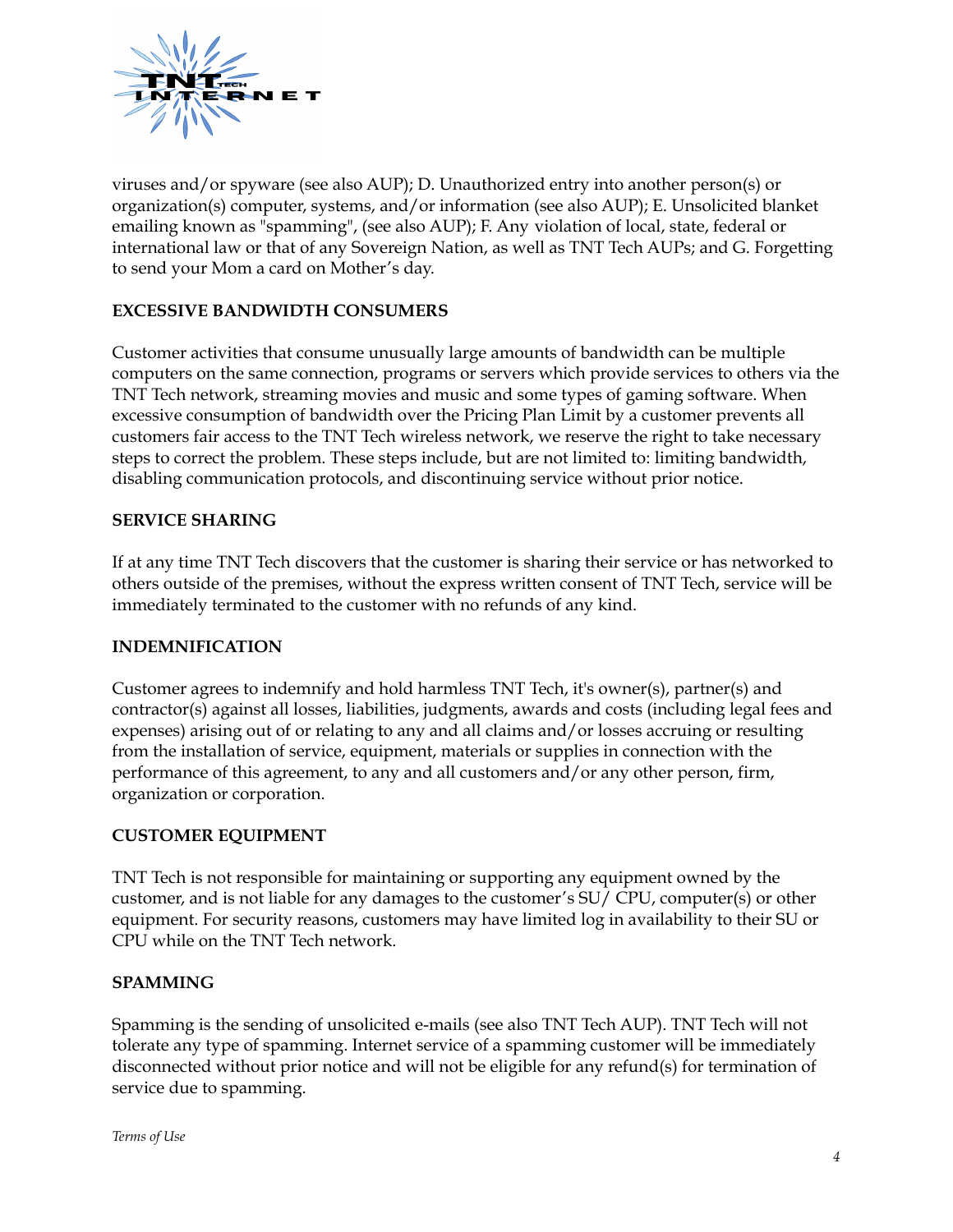viruses and/or spyware (see also AUP); D. Unauthorized entry into another person(s) or organization(s) computer, systems, and/or information (see also AUP); E. Unsolicited blanket emailing known as "spamming", (see also AUP); F. Any violation of local, state, federal or international law or that of any Sovereign Nation, as well as TNT Tech AUPs; and G. Forgetting to send your Mom a card on Mother's day.

**EXCESSIVE BANDWIDTH CONSUMERS**

Customer activities that consume unusually large amounts of bandwidth can be multiple computers on the same connection, programs or servers which provide services to others via the TNT Tech network, streaming movies and music and some types of gaming software. When excessive consumption of bandwidth over the Pricing Plan Limit by a customer prevents all customers fair access to the TNT Tech wireless network, we reserve the right to take necessary steps to correct the problem. These steps include, but are not limited to: limiting bandwidth, disabling communication protocols, and discontinuing service without prior notice.

**SERVICE SHARING**

If at any time TNT Tech discovers that the customer is sharing their service or has networked to others outside of the premises, without the express written consent of TNT Tech, service will be immediately terminated to the customer with no refunds of any kind.

**INDEMNIFICATION**

Customer agrees to indemnify and hold harmless TNT Tech, it's owner(s), partner(s) and contractor(s) against all losses, liabilities, judgments, awards and costs (including legal fees and expenses) arising out of or relating to any and all claims and/or losses accruing or resulting from the installation of service, equipment, materials or supplies in connection with the performance of this agreement, to any and all customers and/or any other person, firm, organization or corporation.

**CUSTOMER EQUIPMENT**

TNT Tech is not responsible for maintaining or supporting any equipment owned by the customer, and is not liable for any damages to the customer's SU/ CPU, computer(s) or other equipment. For security reasons, customers may have limited log in availability to their SU or CPU while on the TNT Tech network.

**SPAMMING**

Spamming is the sending of unsolicited e-mails (see also TNT Tech AUP). TNT Tech will not tolerate any type of spamming. Internet service of a spamming customer will be immediately disconnected without prior notice and will not be eligible for any refund(s) for termination of service due to spamming.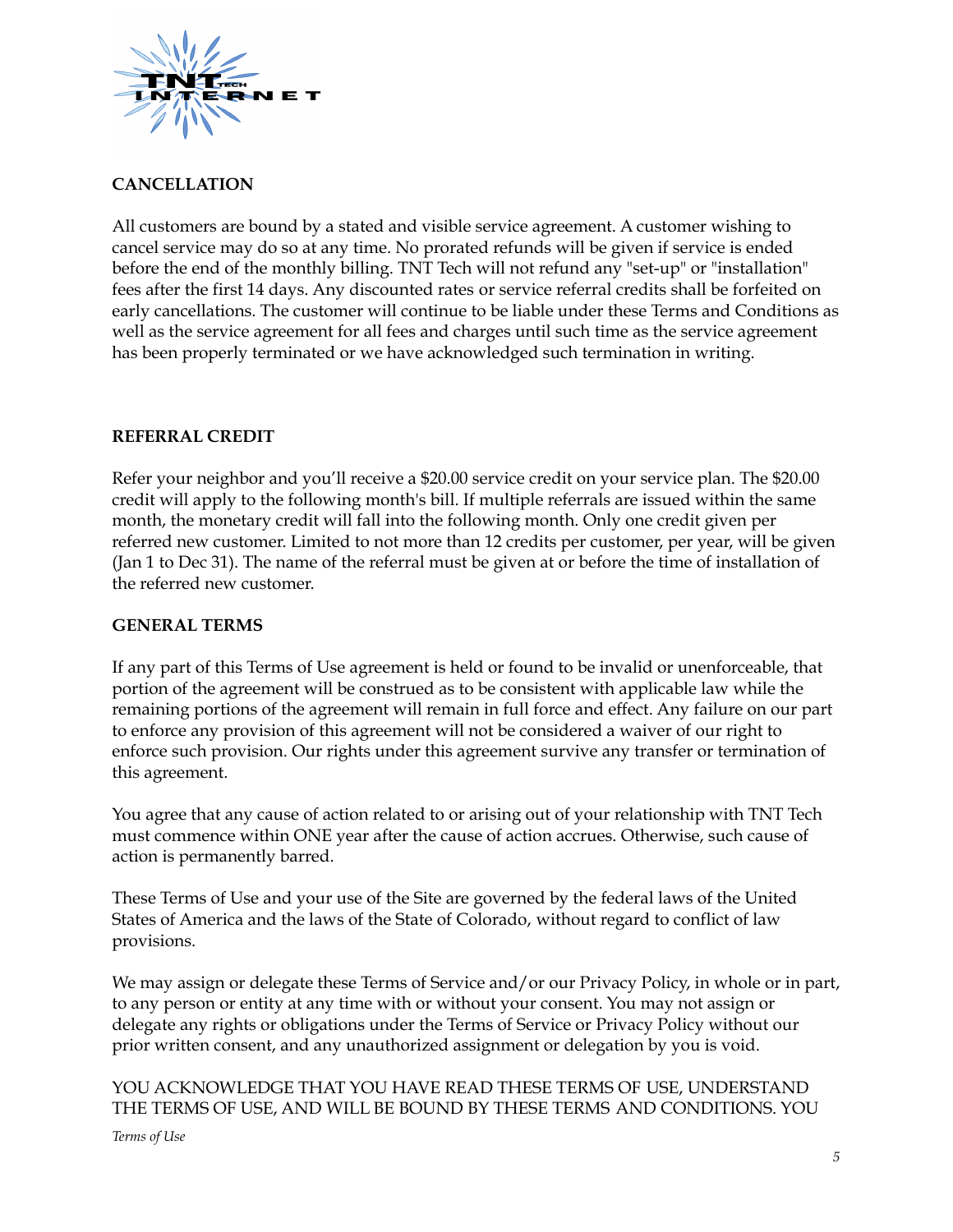## CANCELLATION

All customers are bound by a stated and visible service agreement. A customer wishing to cancel service may do so at any time. No prorated refunds will be given if service is ended before the end of the monthly billing. TNT Tech will not refund any "set-up" or "installation" fees after the first 14 days. Any discounted rates or service referral credits shall be forfeited on early cancellations. The customer will continue to be liable under these Terms and Conditions as well as the service agreement for all fees and charges until such time as the service agreement has been properly terminated or we have acknowledged such termination in writing.

## REFERRAL CREDIT

Refer your neighbor and you'll receive a $20.00 service credit on your service plan. The $20.00 credit will apply to the following month's bill. If multiple referrals are issued within the same month, the monetary credit will fall into the following month. Only one credit given per referred new customer. Limited to not more than 12 credits per customer, per year, will be given (Jan 1 to Dec 31). The name of the referral must be given at or before the time of installation of the referred new customer.

## GENERAL TERMS

If any part of this Terms of Use agreement is held or found to be invalid or unenforceable, that portion of the agreement will be construed as to be consistent with applicable law while the remaining portions of the agreement will remain in full force and effect. Any failure on our part to enforce any provision of this agreement will not be considered a waiver of our right to enforce such provision. Our rights under this agreement survive any transfer or termination of this agreement.

You agree that any cause of action related to or arising out of your relationship with TNT Tech must commence within ONE year after the cause of action accrues. Otherwise, such cause of action is permanently barred.

These Terms of Use and your use of the Site are governed by the federal laws of the United States of America and the laws of the State of Colorado, without regard to conflict of law provisions.

We may assign or delegate these Terms of Service and/or our Privacy Policy, in whole or in part, to any person or entity at any time with or without your consent. You may not assign or delegate any rights or obligations under the Terms of Service or Privacy Policy without our prior written consent, and any unauthorized assignment or delegation by you is void.

YOU ACKNOWLEDGE THAT YOU HAVE READ THESE TERMS OF USE, UNDERSTAND THE TERMS OF USE, AND WILL BE BOUND BY THESE TERMS AND CONDITIONS. YOU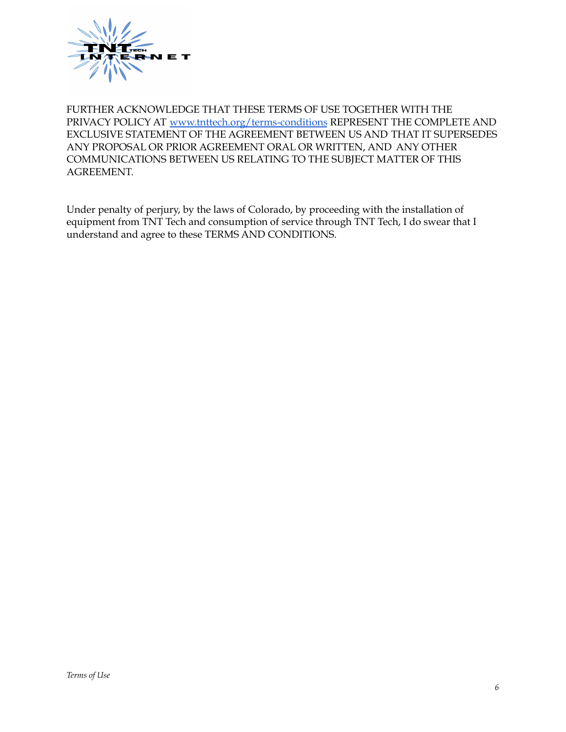FURTHER ACKNOWLEDGE THAT THESE TERMS OF USE TOGETHER WITH THE PRIVACY POLICY AT [www.tnttech.org/terms-conditions](http://www.tnttech.org/terms-conditions) REPRESENT THE COMPLETE AND EXCLUSIVE STATEMENT OF THE AGREEMENT BETWEEN US AND THAT IT SUPERSEDES ANY PROPOSAL OR PRIOR AGREEMENT ORAL OR WRITTEN, AND ANY OTHER COMMUNICATIONS BETWEEN US RELATING TO THE SUBJECT MATTER OF THIS AGREEMENT.

Under penalty of perjury, by the laws of Colorado, by proceeding with the installation of equipment from TNT Tech and consumption of service through TNT Tech, I do swear that I understand and agree to these TERMS AND CONDITIONS.